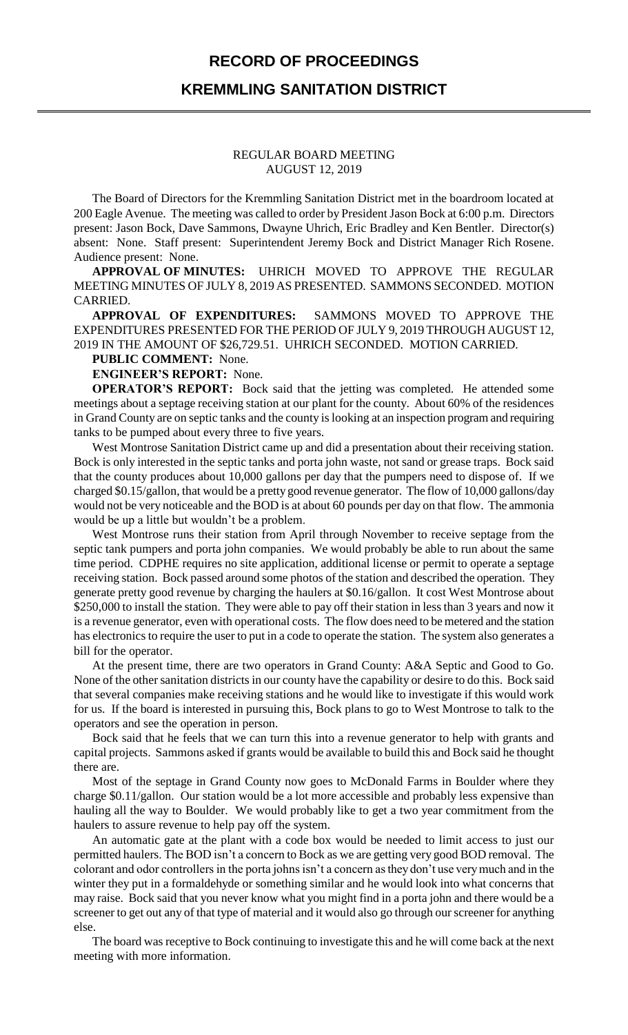# RECORD OF PROCEEDINGS

## KREMMLING SANITATION DISTRICT

REGULAR BOARD MEETING
AUGUST 12, 2019

The Board of Directors for the Kremmling Sanitation District met in the boardroom located at 200 Eagle Avenue. The meeting was called to order by President Jason Bock at 6:00 p.m. Directors present: Jason Bock, Dave Sammons, Dwayne Uhrich, Eric Bradley and Ken Bentler. Director(s) absent: None. Staff present: Superintendent Jeremy Bock and District Manager Rich Rosene. Audience present: None.

**APPROVAL OF MINUTES:** UHRICH MOVED TO APPROVE THE REGULAR MEETING MINUTES OF JULY 8, 2019 AS PRESENTED. SAMMONS SECONDED. MOTION CARRIED.

**APPROVAL OF EXPENDITURES:** SAMMONS MOVED TO APPROVE THE EXPENDITURES PRESENTED FOR THE PERIOD OF JULY 9, 2019 THROUGH AUGUST 12, 2019 IN THE AMOUNT OF $26,729.51. UHRICH SECONDED. MOTION CARRIED.

**PUBLIC COMMENT:** None.

**ENGINEER'S REPORT:** None.

**OPERATOR'S REPORT:** Bock said that the jetting was completed. He attended some meetings about a septage receiving station at our plant for the county. About 60% of the residences in Grand County are on septic tanks and the county is looking at an inspection program and requiring tanks to be pumped about every three to five years.

West Montrose Sanitation District came up and did a presentation about their receiving station. Bock is only interested in the septic tanks and porta john waste, not sand or grease traps. Bock said that the county produces about 10,000 gallons per day that the pumpers need to dispose of. If we charged $0.15/gallon, that would be a pretty good revenue generator. The flow of 10,000 gallons/day would not be very noticeable and the BOD is at about 60 pounds per day on that flow. The ammonia would be up a little but wouldn't be a problem.

West Montrose runs their station from April through November to receive septage from the septic tank pumpers and porta john companies. We would probably be able to run about the same time period. CDPHE requires no site application, additional license or permit to operate a septage receiving station. Bock passed around some photos of the station and described the operation. They generate pretty good revenue by charging the haulers at $0.16/gallon. It cost West Montrose about $250,000 to install the station. They were able to pay off their station in less than 3 years and now it is a revenue generator, even with operational costs. The flow does need to be metered and the station has electronics to require the user to put in a code to operate the station. The system also generates a bill for the operator.

At the present time, there are two operators in Grand County: A&A Septic and Good to Go. None of the other sanitation districts in our county have the capability or desire to do this. Bock said that several companies make receiving stations and he would like to investigate if this would work for us. If the board is interested in pursuing this, Bock plans to go to West Montrose to talk to the operators and see the operation in person.

Bock said that he feels that we can turn this into a revenue generator to help with grants and capital projects. Sammons asked if grants would be available to build this and Bock said he thought there are.

Most of the septage in Grand County now goes to McDonald Farms in Boulder where they charge $0.11/gallon. Our station would be a lot more accessible and probably less expensive than hauling all the way to Boulder. We would probably like to get a two year commitment from the haulers to assure revenue to help pay off the system.

An automatic gate at the plant with a code box would be needed to limit access to just our permitted haulers. The BOD isn't a concern to Bock as we are getting very good BOD removal. The colorant and odor controllers in the porta johns isn't a concern as they don't use very much and in the winter they put in a formaldehyde or something similar and he would look into what concerns that may raise. Bock said that you never know what you might find in a porta john and there would be a screener to get out any of that type of material and it would also go through our screener for anything else.

The board was receptive to Bock continuing to investigate this and he will come back at the next meeting with more information.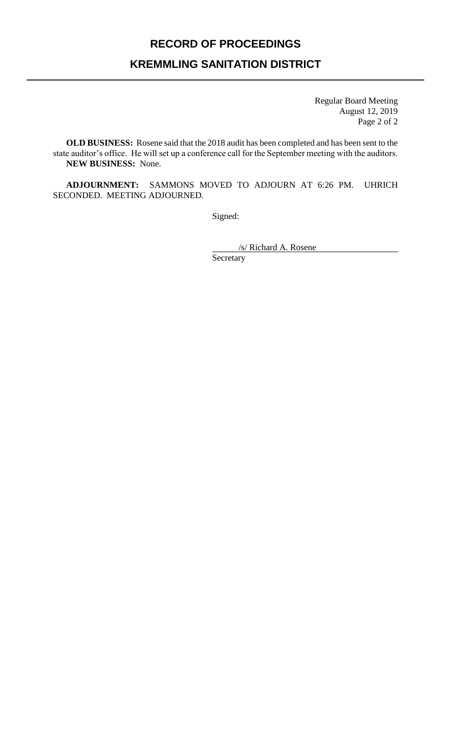**OLD BUSINESS:** Rosene said that the 2018 audit has been completed and has been sent to the state auditor's office. He will set up a conference call for the September meeting with the auditors.

**NEW BUSINESS:** None.

**ADJOURNMENT:** SAMMONS MOVED TO ADJOURN AT 6:26 PM. UHRICH SECONDED. MEETING ADJOURNED.

Signed:

/s/ Richard A. Rosene

Secretary